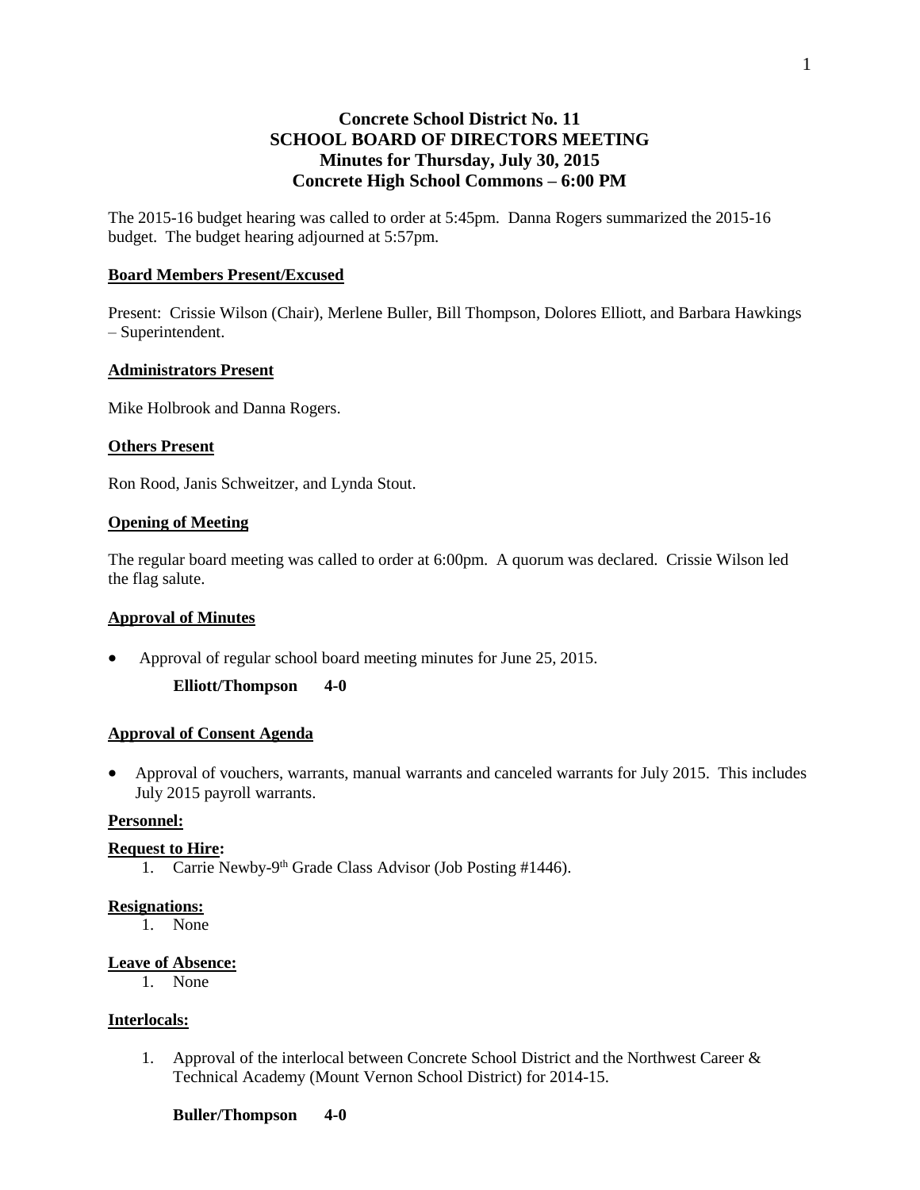# Concrete School District No. 11
## SCHOOL BOARD OF DIRECTORS MEETING
### Minutes for Thursday, July 30, 2015
### Concrete High School Commons – 6:00 PM

The 2015-16 budget hearing was called to order at 5:45pm. Danna Rogers summarized the 2015-16 budget. The budget hearing adjourned at 5:57pm.

**Board Members Present/Excused**

Present: Crissie Wilson (Chair), Merlene Buller, Bill Thompson, Dolores Elliott, and Barbara Hawkings – Superintendent.

**Administrators Present**

Mike Holbrook and Danna Rogers.

**Others Present**

Ron Rood, Janis Schweitzer, and Lynda Stout.

**Opening of Meeting**

The regular board meeting was called to order at 6:00pm. A quorum was declared. Crissie Wilson led the flag salute.

**Approval of Minutes**

- Approval of regular school board meeting minutes for June 25, 2015.

  **Elliott/Thompson 4-0**

**Approval of Consent Agenda**

- Approval of vouchers, warrants, manual warrants and canceled warrants for July 2015. This includes July 2015 payroll warrants.

**Personnel:**

**Request to Hire:**

1. Carrie Newby-9th Grade Class Advisor (Job Posting #1446).

**Resignations:**

1. None

**Leave of Absence:**

1. None

**Interlocals:**

1. Approval of the interlocal between Concrete School District and the Northwest Career & Technical Academy (Mount Vernon School District) for 2014-15.

**Buller/Thompson 4-0**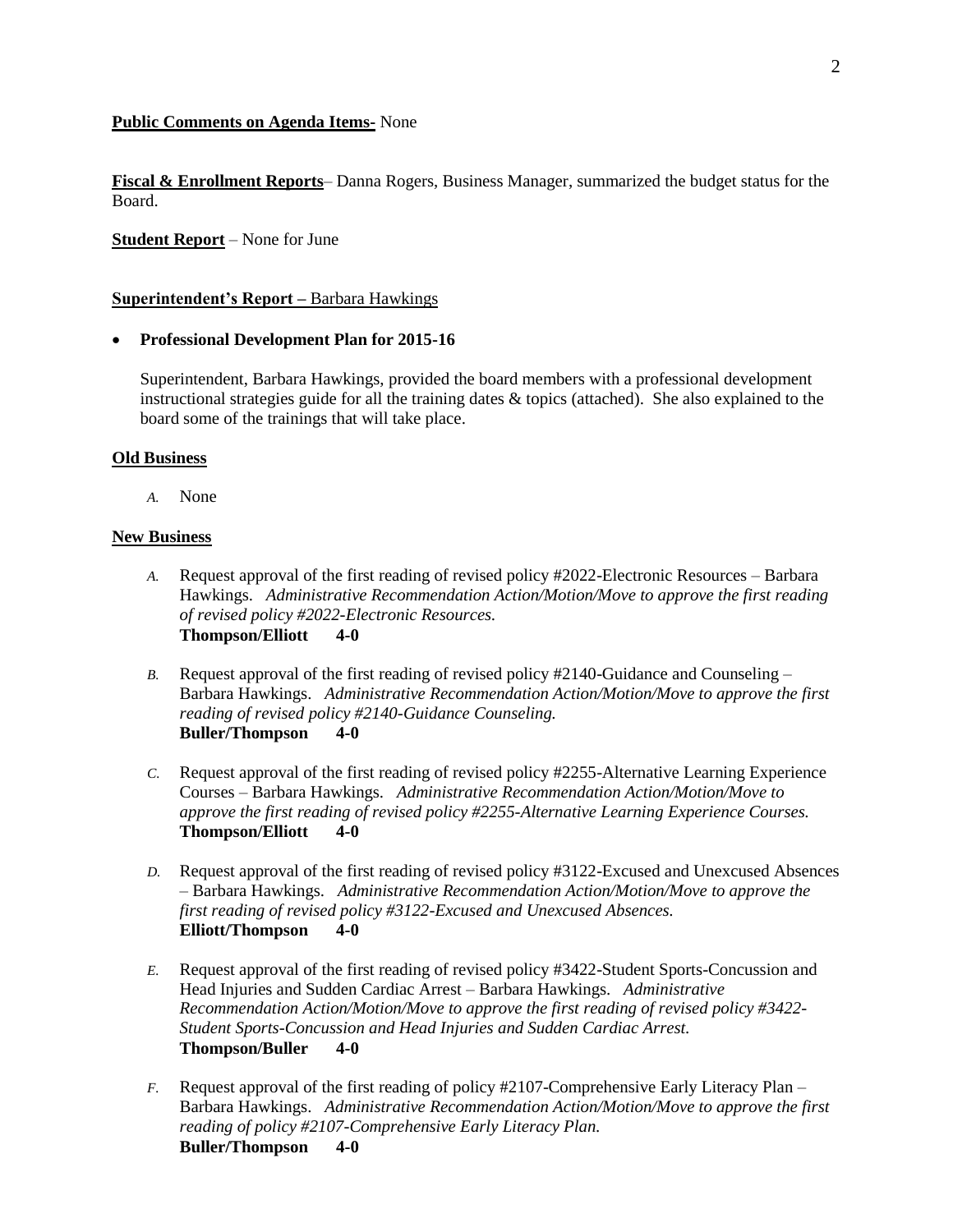**Public Comments on Agenda Items-** None

**Fiscal & Enrollment Reports**– Danna Rogers, Business Manager, summarized the budget status for the Board.

**Student Report** – None for June

**Superintendent's Report –** Barbara Hawkings

- **Professional Development Plan for 2015-16**

  Superintendent, Barbara Hawkings, provided the board members with a professional development instructional strategies guide for all the training dates & topics (attached). She also explained to the board some of the trainings that will take place.

**Old Business**

*A.* None

**New Business**

*A.* Request approval of the first reading of revised policy #2022-Electronic Resources – Barbara Hawkings. *Administrative Recommendation Action/Motion/Move to approve the first reading of revised policy #2022-Electronic Resources.*
**Thompson/Elliott 4-0**

*B.* Request approval of the first reading of revised policy #2140-Guidance and Counseling – Barbara Hawkings. *Administrative Recommendation Action/Motion/Move to approve the first reading of revised policy #2140-Guidance Counseling.*
**Buller/Thompson 4-0**

*C.* Request approval of the first reading of revised policy #2255-Alternative Learning Experience Courses – Barbara Hawkings. *Administrative Recommendation Action/Motion/Move to approve the first reading of revised policy #2255-Alternative Learning Experience Courses.*
**Thompson/Elliott 4-0**

*D.* Request approval of the first reading of revised policy #3122-Excused and Unexcused Absences – Barbara Hawkings. *Administrative Recommendation Action/Motion/Move to approve the first reading of revised policy #3122-Excused and Unexcused Absences.*
**Elliott/Thompson 4-0**

*E.* Request approval of the first reading of revised policy #3422-Student Sports-Concussion and Head Injuries and Sudden Cardiac Arrest – Barbara Hawkings. *Administrative Recommendation Action/Motion/Move to approve the first reading of revised policy #3422-Student Sports-Concussion and Head Injuries and Sudden Cardiac Arrest.*
**Thompson/Buller 4-0**

*F.* Request approval of the first reading of policy #2107-Comprehensive Early Literacy Plan – Barbara Hawkings. *Administrative Recommendation Action/Motion/Move to approve the first reading of policy #2107-Comprehensive Early Literacy Plan.*
**Buller/Thompson 4-0**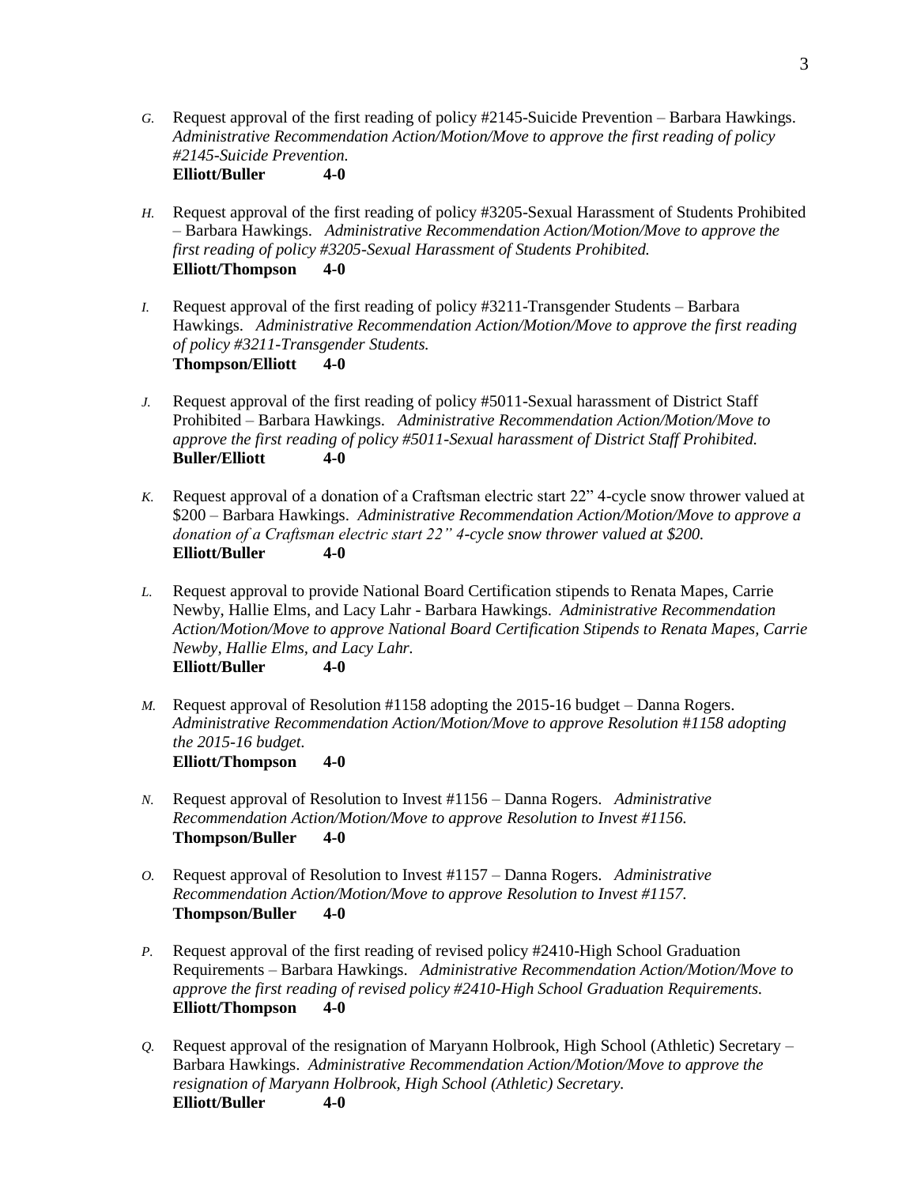*G.* Request approval of the first reading of policy #2145-Suicide Prevention – Barbara Hawkings. *Administrative Recommendation Action/Motion/Move to approve the first reading of policy #2145-Suicide Prevention.*
**Elliott/Buller 4-0**

*H.* Request approval of the first reading of policy #3205-Sexual Harassment of Students Prohibited – Barbara Hawkings. *Administrative Recommendation Action/Motion/Move to approve the first reading of policy #3205-Sexual Harassment of Students Prohibited.*
**Elliott/Thompson 4-0**

*I.* Request approval of the first reading of policy #3211-Transgender Students – Barbara Hawkings. *Administrative Recommendation Action/Motion/Move to approve the first reading of policy #3211-Transgender Students.*
**Thompson/Elliott 4-0**

*J.* Request approval of the first reading of policy #5011-Sexual harassment of District Staff Prohibited – Barbara Hawkings. *Administrative Recommendation Action/Motion/Move to approve the first reading of policy #5011-Sexual harassment of District Staff Prohibited.*
**Buller/Elliott 4-0**

*K.* Request approval of a donation of a Craftsman electric start 22" 4-cycle snow thrower valued at $200 – Barbara Hawkings. *Administrative Recommendation Action/Motion/Move to approve a donation of a Craftsman electric start 22" 4-cycle snow thrower valued at $200.*
**Elliott/Buller 4-0**

*L.* Request approval to provide National Board Certification stipends to Renata Mapes, Carrie Newby, Hallie Elms, and Lacy Lahr - Barbara Hawkings. *Administrative Recommendation Action/Motion/Move to approve National Board Certification Stipends to Renata Mapes, Carrie Newby, Hallie Elms, and Lacy Lahr.*
**Elliott/Buller 4-0**

*M.* Request approval of Resolution #1158 adopting the 2015-16 budget – Danna Rogers. *Administrative Recommendation Action/Motion/Move to approve Resolution #1158 adopting the 2015-16 budget.*
**Elliott/Thompson 4-0**

*N.* Request approval of Resolution to Invest #1156 – Danna Rogers. *Administrative Recommendation Action/Motion/Move to approve Resolution to Invest #1156.*
**Thompson/Buller 4-0**

*O.* Request approval of Resolution to Invest #1157 – Danna Rogers. *Administrative Recommendation Action/Motion/Move to approve Resolution to Invest #1157.*
**Thompson/Buller 4-0**

*P.* Request approval of the first reading of revised policy #2410-High School Graduation Requirements – Barbara Hawkings. *Administrative Recommendation Action/Motion/Move to approve the first reading of revised policy #2410-High School Graduation Requirements.*
**Elliott/Thompson 4-0**

*Q.* Request approval of the resignation of Maryann Holbrook, High School (Athletic) Secretary – Barbara Hawkings. *Administrative Recommendation Action/Motion/Move to approve the resignation of Maryann Holbrook, High School (Athletic) Secretary.*
**Elliott/Buller 4-0**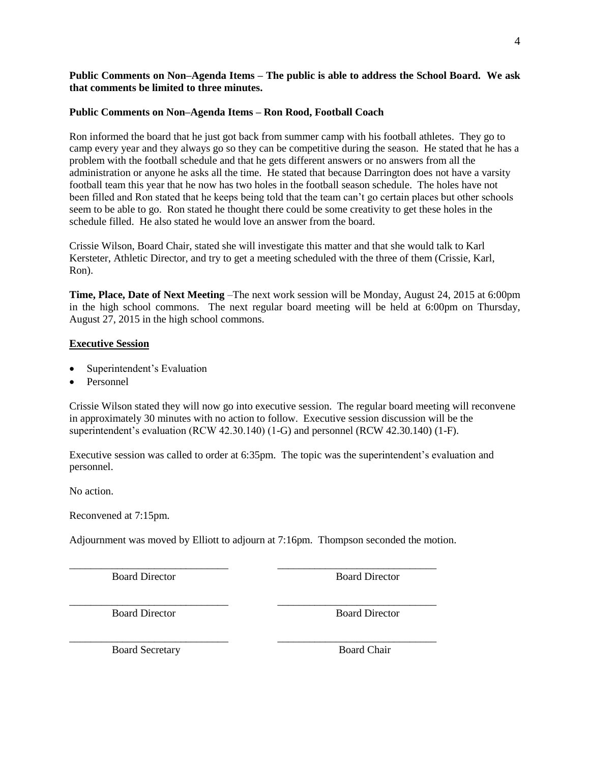**Public Comments on Non–Agenda Items – The public is able to address the School Board. We ask that comments be limited to three minutes.**

**Public Comments on Non–Agenda Items – Ron Rood, Football Coach**

Ron informed the board that he just got back from summer camp with his football athletes. They go to camp every year and they always go so they can be competitive during the season. He stated that he has a problem with the football schedule and that he gets different answers or no answers from all the administration or anyone he asks all the time. He stated that because Darrington does not have a varsity football team this year that he now has two holes in the football season schedule. The holes have not been filled and Ron stated that he keeps being told that the team can't go certain places but other schools seem to be able to go. Ron stated he thought there could be some creativity to get these holes in the schedule filled. He also stated he would love an answer from the board.

Crissie Wilson, Board Chair, stated she will investigate this matter and that she would talk to Karl Kersteter, Athletic Director, and try to get a meeting scheduled with the three of them (Crissie, Karl, Ron).

**Time, Place, Date of Next Meeting** –The next work session will be Monday, August 24, 2015 at 6:00pm in the high school commons. The next regular board meeting will be held at 6:00pm on Thursday, August 27, 2015 in the high school commons.

**Executive Session**

- Superintendent's Evaluation
- Personnel

Crissie Wilson stated they will now go into executive session. The regular board meeting will reconvene in approximately 30 minutes with no action to follow. Executive session discussion will be the superintendent's evaluation (RCW 42.30.140) (1-G) and personnel (RCW 42.30.140) (1-F).

Executive session was called to order at 6:35pm. The topic was the superintendent's evaluation and personnel.

No action.

Reconvened at 7:15pm.

Adjournment was moved by Elliott to adjourn at 7:16pm. Thompson seconded the motion.

| | |
|---|---|
| ______________________________ | ______________________________ |
| Board Director | Board Director |
| ______________________________ | ______________________________ |
| Board Director | Board Director |
| ______________________________ | ______________________________ |
| Board Secretary | Board Chair |